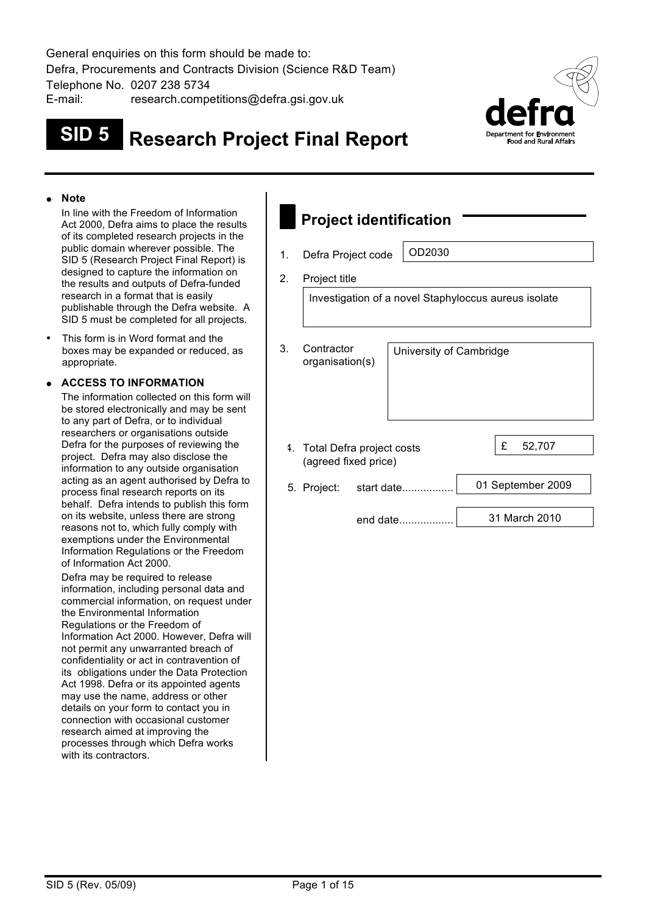General enquiries on this form should be made to:
Defra, Procurements and Contracts Division (Science R&D Team)
Telephone No. 0207 238 5734
E-mail: research.competitions@defra.gsi.gov.uk

# SID 5 Research Project Final Report

- **Note**

  In line with the Freedom of Information Act 2000, Defra aims to place the results of its completed research projects in the public domain wherever possible. The SID 5 (Research Project Final Report) is designed to capture the information on the results and outputs of Defra-funded research in a format that is easily publishable through the Defra website. A SID 5 must be completed for all projects.

- This form is in Word format and the boxes may be expanded or reduced, as appropriate.

- **ACCESS TO INFORMATION**

  The information collected on this form will be stored electronically and may be sent to any part of Defra, or to individual researchers or organisations outside Defra for the purposes of reviewing the project. Defra may also disclose the information to any outside organisation acting as an agent authorised by Defra to process final research reports on its behalf. Defra intends to publish this form on its website, unless there are strong reasons not to, which fully comply with exemptions under the Environmental Information Regulations or the Freedom of Information Act 2000.

  Defra may be required to release information, including personal data and commercial information, on request under the Environmental Information Regulations or the Freedom of Information Act 2000. However, Defra will not permit any unwarranted breach of confidentiality or act in contravention of its obligations under the Data Protection Act 1998. Defra or its appointed agents may use the name, address or other details on your form to contact you in connection with occasional customer research aimed at improving the processes through which Defra works with its contractors.

## Project identification

1. Defra Project code: OD2030

2. Project title: Investigation of a novel Staphyloccus aureus isolate

3. Contractor organisation(s): University of Cambridge

4. Total Defra project costs (agreed fixed price): £ 52,707

5. Project: start date................. 01 September 2009

   end date.................. 31 March 2010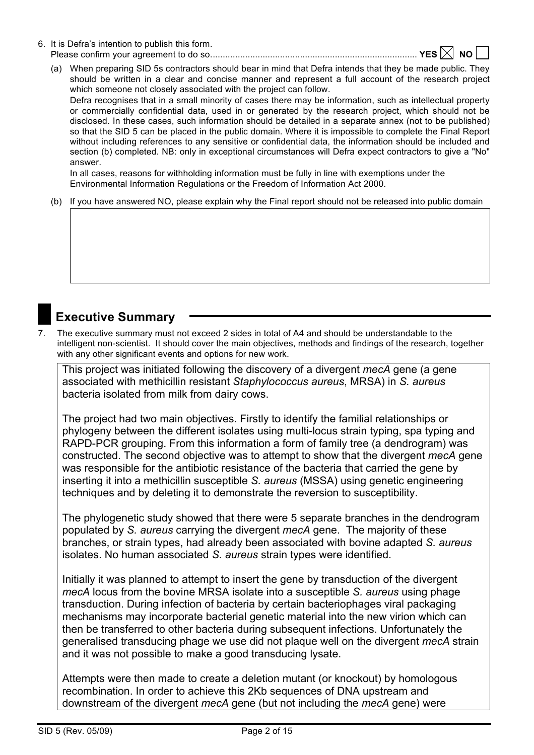6. It is Defra's intention to publish this form.
   Please confirm your agreement to do so................................................................................ **YES** ☒ **NO** ☐

   (a) When preparing SID 5s contractors should bear in mind that Defra intends that they be made public. They should be written in a clear and concise manner and represent a full account of the research project which someone not closely associated with the project can follow.
   Defra recognises that in a small minority of cases there may be information, such as intellectual property or commercially confidential data, used in or generated by the research project, which should not be disclosed. In these cases, such information should be detailed in a separate annex (not to be published) so that the SID 5 can be placed in the public domain. Where it is impossible to complete the Final Report without including references to any sensitive or confidential data, the information should be included and section (b) completed. NB: only in exceptional circumstances will Defra expect contractors to give a "No" answer.
   In all cases, reasons for withholding information must be fully in line with exemptions under the Environmental Information Regulations or the Freedom of Information Act 2000.

   (b) If you have answered NO, please explain why the Final report should not be released into public domain

## Executive Summary

7. The executive summary must not exceed 2 sides in total of A4 and should be understandable to the intelligent non-scientist. It should cover the main objectives, methods and findings of the research, together with any other significant events and options for new work.

This project was initiated following the discovery of a divergent *mecA* gene (a gene associated with methicillin resistant *Staphylococcus aureus*, MRSA) in *S. aureus* bacteria isolated from milk from dairy cows.

The project had two main objectives. Firstly to identify the familial relationships or phylogeny between the different isolates using multi-locus strain typing, spa typing and RAPD-PCR grouping. From this information a form of family tree (a dendrogram) was constructed. The second objective was to attempt to show that the divergent *mecA* gene was responsible for the antibiotic resistance of the bacteria that carried the gene by inserting it into a methicillin susceptible *S. aureus* (MSSA) using genetic engineering techniques and by deleting it to demonstrate the reversion to susceptibility.

The phylogenetic study showed that there were 5 separate branches in the dendrogram populated by *S. aureus* carrying the divergent *mecA* gene. The majority of these branches, or strain types, had already been associated with bovine adapted *S. aureus* isolates. No human associated *S. aureus* strain types were identified.

Initially it was planned to attempt to insert the gene by transduction of the divergent *mecA* locus from the bovine MRSA isolate into a susceptible *S. aureus* using phage transduction. During infection of bacteria by certain bacteriophages viral packaging mechanisms may incorporate bacterial genetic material into the new virion which can then be transferred to other bacteria during subsequent infections. Unfortunately the generalised transducing phage we use did not plaque well on the divergent *mecA* strain and it was not possible to make a good transducing lysate.

Attempts were then made to create a deletion mutant (or knockout) by homologous recombination. In order to achieve this 2Kb sequences of DNA upstream and downstream of the divergent *mecA* gene (but not including the *mecA* gene) were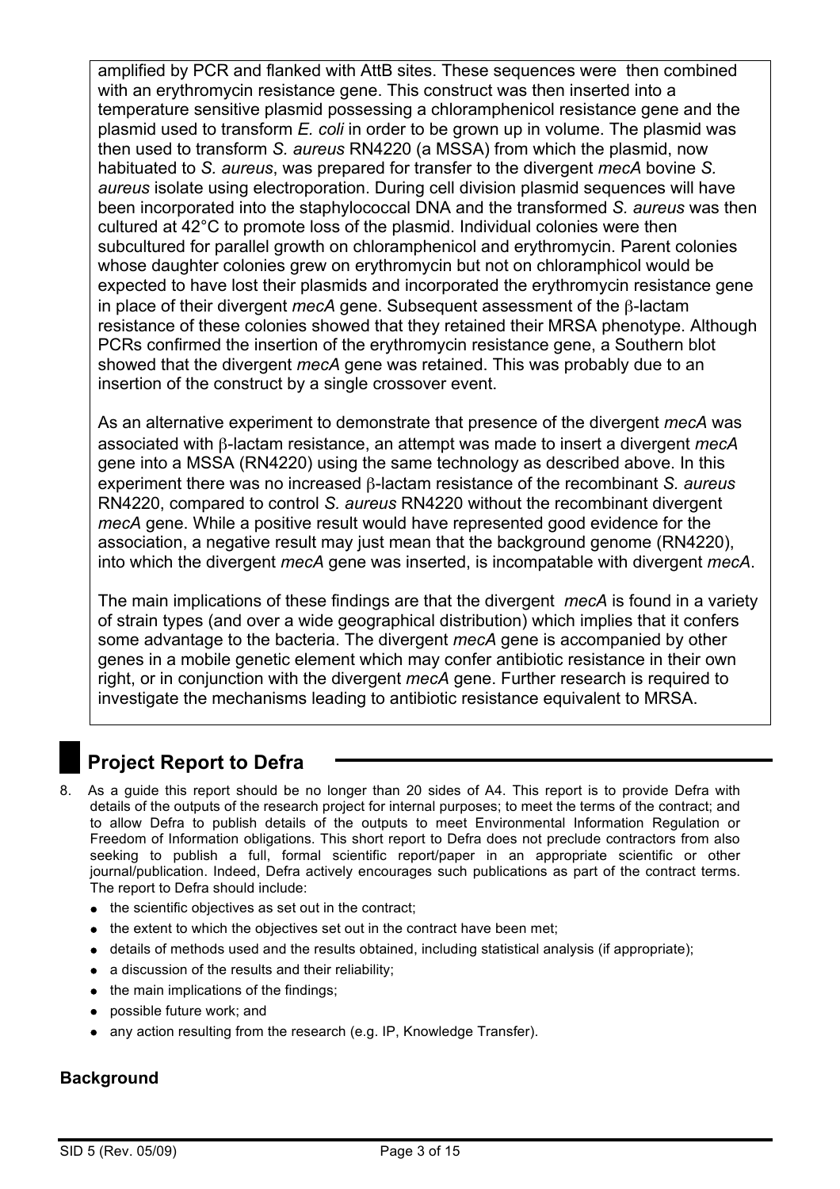amplified by PCR and flanked with AttB sites. These sequences were then combined with an erythromycin resistance gene. This construct was then inserted into a temperature sensitive plasmid possessing a chloramphenicol resistance gene and the plasmid used to transform *E. coli* in order to be grown up in volume. The plasmid was then used to transform *S. aureus* RN4220 (a MSSA) from which the plasmid, now habituated to *S. aureus*, was prepared for transfer to the divergent *mecA* bovine *S. aureus* isolate using electroporation. During cell division plasmid sequences will have been incorporated into the staphylococcal DNA and the transformed *S. aureus* was then cultured at 42°C to promote loss of the plasmid. Individual colonies were then subcultured for parallel growth on chloramphenicol and erythromycin. Parent colonies whose daughter colonies grew on erythromycin but not on chloramphicol would be expected to have lost their plasmids and incorporated the erythromycin resistance gene in place of their divergent *mecA* gene. Subsequent assessment of the β-lactam resistance of these colonies showed that they retained their MRSA phenotype. Although PCRs confirmed the insertion of the erythromycin resistance gene, a Southern blot showed that the divergent *mecA* gene was retained. This was probably due to an insertion of the construct by a single crossover event.

As an alternative experiment to demonstrate that presence of the divergent *mecA* was associated with β-lactam resistance, an attempt was made to insert a divergent *mecA* gene into a MSSA (RN4220) using the same technology as described above. In this experiment there was no increased β-lactam resistance of the recombinant *S. aureus* RN4220, compared to control *S. aureus* RN4220 without the recombinant divergent *mecA* gene. While a positive result would have represented good evidence for the association, a negative result may just mean that the background genome (RN4220), into which the divergent *mecA* gene was inserted, is incompatable with divergent *mecA*.

The main implications of these findings are that the divergent *mecA* is found in a variety of strain types (and over a wide geographical distribution) which implies that it confers some advantage to the bacteria. The divergent *mecA* gene is accompanied by other genes in a mobile genetic element which may confer antibiotic resistance in their own right, or in conjunction with the divergent *mecA* gene. Further research is required to investigate the mechanisms leading to antibiotic resistance equivalent to MRSA.

## Project Report to Defra

8. As a guide this report should be no longer than 20 sides of A4. This report is to provide Defra with details of the outputs of the research project for internal purposes; to meet the terms of the contract; and to allow Defra to publish details of the outputs to meet Environmental Information Regulation or Freedom of Information obligations. This short report to Defra does not preclude contractors from also seeking to publish a full, formal scientific report/paper in an appropriate scientific or other journal/publication. Indeed, Defra actively encourages such publications as part of the contract terms. The report to Defra should include:
   - the scientific objectives as set out in the contract;
   - the extent to which the objectives set out in the contract have been met;
   - details of methods used and the results obtained, including statistical analysis (if appropriate);
   - a discussion of the results and their reliability;
   - the main implications of the findings;
   - possible future work; and
   - any action resulting from the research (e.g. IP, Knowledge Transfer).

### Background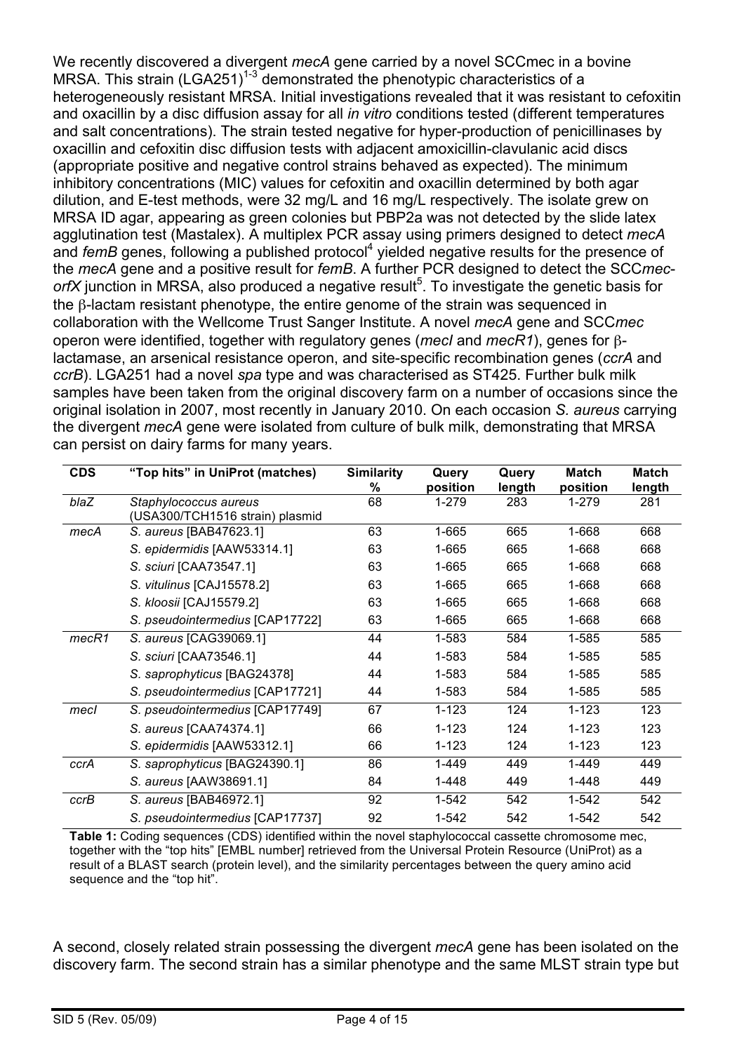We recently discovered a divergent *mecA* gene carried by a novel SCCmec in a bovine MRSA. This strain (LGA251)[1-3] demonstrated the phenotypic characteristics of a heterogeneously resistant MRSA. Initial investigations revealed that it was resistant to cefoxitin and oxacillin by a disc diffusion assay for all *in vitro* conditions tested (different temperatures and salt concentrations). The strain tested negative for hyper-production of penicillinases by oxacillin and cefoxitin disc diffusion tests with adjacent amoxicillin-clavulanic acid discs (appropriate positive and negative control strains behaved as expected). The minimum inhibitory concentrations (MIC) values for cefoxitin and oxacillin determined by both agar dilution, and E-test methods, were 32 mg/L and 16 mg/L respectively. The isolate grew on MRSA ID agar, appearing as green colonies but PBP2a was not detected by the slide latex agglutination test (Mastalex). A multiplex PCR assay using primers designed to detect *mecA* and *femB* genes, following a published protocol[4] yielded negative results for the presence of the *mecA* gene and a positive result for *femB*. A further PCR designed to detect the SCC*mec*-*orfX* junction in MRSA, also produced a negative result[5]. To investigate the genetic basis for the β-lactam resistant phenotype, the entire genome of the strain was sequenced in collaboration with the Wellcome Trust Sanger Institute. A novel *mecA* gene and SCC*mec* operon were identified, together with regulatory genes (*mecI* and *mecR1*), genes for β-lactamase, an arsenical resistance operon, and site-specific recombination genes (*ccrA* and *ccrB*). LGA251 had a novel *spa* type and was characterised as ST425. Further bulk milk samples have been taken from the original discovery farm on a number of occasions since the original isolation in 2007, most recently in January 2010. On each occasion *S. aureus* carrying the divergent *mecA* gene were isolated from culture of bulk milk, demonstrating that MRSA can persist on dairy farms for many years.

| CDS | "Top hits" in UniProt (matches) | Similarity % | Query position | Query length | Match position | Match length |
|---|---|---|---|---|---|---|
| *blaZ* | *Staphylococcus aureus* (USA300/TCH1516 strain) plasmid | 68 | 1-279 | 283 | 1-279 | 281 |
| *mecA* | *S. aureus* [BAB47623.1] | 63 | 1-665 | 665 | 1-668 | 668 |
| | *S. epidermidis* [AAW53314.1] | 63 | 1-665 | 665 | 1-668 | 668 |
| | *S. sciuri* [CAA73547.1] | 63 | 1-665 | 665 | 1-668 | 668 |
| | *S. vitulinus* [CAJ15578.2] | 63 | 1-665 | 665 | 1-668 | 668 |
| | *S. kloosii* [CAJ15579.2] | 63 | 1-665 | 665 | 1-668 | 668 |
| | *S. pseudointermedius* [CAP17722] | 63 | 1-665 | 665 | 1-668 | 668 |
| *mecR1* | *S. aureus* [CAG39069.1] | 44 | 1-583 | 584 | 1-585 | 585 |
| | *S. sciuri* [CAA73546.1] | 44 | 1-583 | 584 | 1-585 | 585 |
| | *S. saprophyticus* [BAG24378] | 44 | 1-583 | 584 | 1-585 | 585 |
| | *S. pseudointermedius* [CAP17721] | 44 | 1-583 | 584 | 1-585 | 585 |
| *mecI* | *S. pseudointermedius* [CAP17749] | 67 | 1-123 | 124 | 1-123 | 123 |
| | *S. aureus* [CAA74374.1] | 66 | 1-123 | 124 | 1-123 | 123 |
| | *S. epidermidis* [AAW53312.1] | 66 | 1-123 | 124 | 1-123 | 123 |
| *ccrA* | *S. saprophyticus* [BAG24390.1] | 86 | 1-449 | 449 | 1-449 | 449 |
| | *S. aureus* [AAW38691.1] | 84 | 1-448 | 449 | 1-448 | 449 |
| *ccrB* | *S. aureus* [BAB46972.1] | 92 | 1-542 | 542 | 1-542 | 542 |
| | *S. pseudointermedius* [CAP17737] | 92 | 1-542 | 542 | 1-542 | 542 |

**Table 1:** Coding sequences (CDS) identified within the novel staphylococcal cassette chromosome mec, together with the "top hits" [EMBL number] retrieved from the Universal Protein Resource (UniProt) as a result of a BLAST search (protein level), and the similarity percentages between the query amino acid sequence and the "top hit".

A second, closely related strain possessing the divergent *mecA* gene has been isolated on the discovery farm. The second strain has a similar phenotype and the same MLST strain type but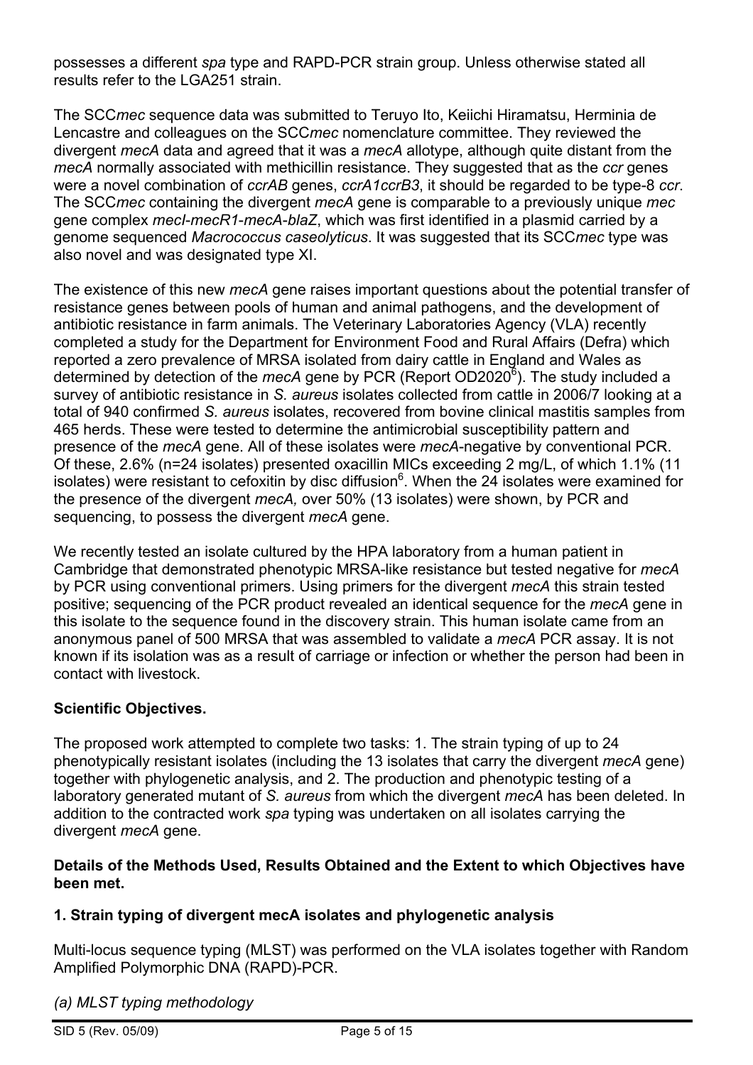possesses a different *spa* type and RAPD-PCR strain group. Unless otherwise stated all results refer to the LGA251 strain.

The SCC*mec* sequence data was submitted to Teruyo Ito, Keiichi Hiramatsu, Herminia de Lencastre and colleagues on the SCC*mec* nomenclature committee. They reviewed the divergent *mecA* data and agreed that it was a *mecA* allotype, although quite distant from the *mecA* normally associated with methicillin resistance. They suggested that as the *ccr* genes were a novel combination of *ccrAB* genes, *ccrA1ccrB3*, it should be regarded to be type-8 *ccr*. The SCC*mec* containing the divergent *mecA* gene is comparable to a previously unique *mec* gene complex *mecI-mecR1-mecA-blaZ*, which was first identified in a plasmid carried by a genome sequenced *Macrococcus caseolyticus*. It was suggested that its SCC*mec* type was also novel and was designated type XI.

The existence of this new *mecA* gene raises important questions about the potential transfer of resistance genes between pools of human and animal pathogens, and the development of antibiotic resistance in farm animals. The Veterinary Laboratories Agency (VLA) recently completed a study for the Department for Environment Food and Rural Affairs (Defra) which reported a zero prevalence of MRSA isolated from dairy cattle in England and Wales as determined by detection of the *mecA* gene by PCR (Report OD2020[6]). The study included a survey of antibiotic resistance in *S. aureus* isolates collected from cattle in 2006/7 looking at a total of 940 confirmed *S. aureus* isolates, recovered from bovine clinical mastitis samples from 465 herds. These were tested to determine the antimicrobial susceptibility pattern and presence of the *mecA* gene. All of these isolates were *mecA*-negative by conventional PCR. Of these, 2.6% (n=24 isolates) presented oxacillin MICs exceeding 2 mg/L, of which 1.1% (11 isolates) were resistant to cefoxitin by disc diffusion[6]. When the 24 isolates were examined for the presence of the divergent *mecA,* over 50% (13 isolates) were shown, by PCR and sequencing, to possess the divergent *mecA* gene.

We recently tested an isolate cultured by the HPA laboratory from a human patient in Cambridge that demonstrated phenotypic MRSA-like resistance but tested negative for *mecA* by PCR using conventional primers. Using primers for the divergent *mecA* this strain tested positive; sequencing of the PCR product revealed an identical sequence for the *mecA* gene in this isolate to the sequence found in the discovery strain. This human isolate came from an anonymous panel of 500 MRSA that was assembled to validate a *mecA* PCR assay. It is not known if its isolation was as a result of carriage or infection or whether the person had been in contact with livestock.

**Scientific Objectives.**

The proposed work attempted to complete two tasks: 1. The strain typing of up to 24 phenotypically resistant isolates (including the 13 isolates that carry the divergent *mecA* gene) together with phylogenetic analysis, and 2. The production and phenotypic testing of a laboratory generated mutant of *S. aureus* from which the divergent *mecA* has been deleted. In addition to the contracted work *spa* typing was undertaken on all isolates carrying the divergent *mecA* gene.

**Details of the Methods Used, Results Obtained and the Extent to which Objectives have been met.**

**1. Strain typing of divergent mecA isolates and phylogenetic analysis**

Multi-locus sequence typing (MLST) was performed on the VLA isolates together with Random Amplified Polymorphic DNA (RAPD)-PCR.

*(a) MLST typing methodology*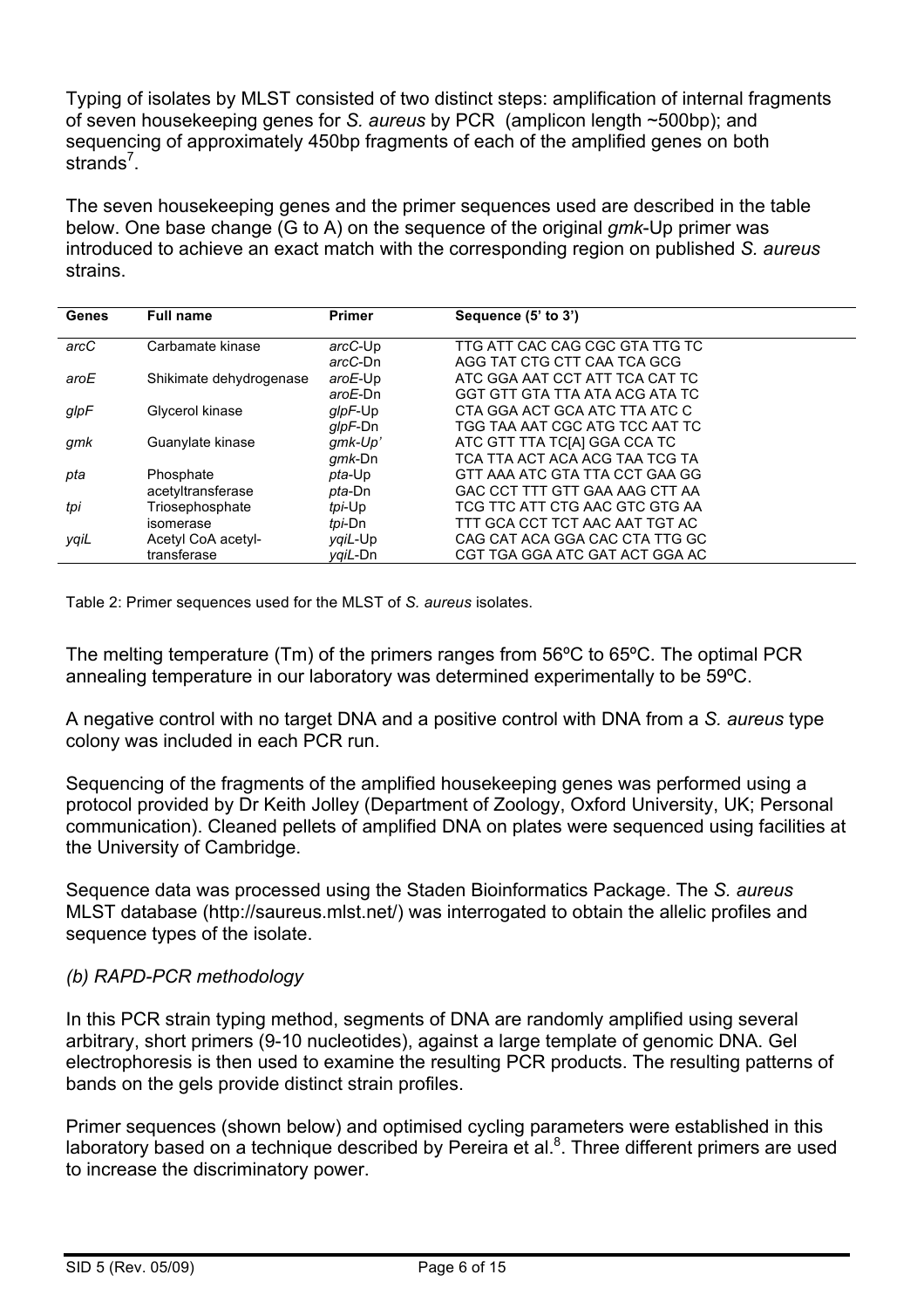Typing of isolates by MLST consisted of two distinct steps: amplification of internal fragments of seven housekeeping genes for *S. aureus* by PCR (amplicon length ~500bp); and sequencing of approximately 450bp fragments of each of the amplified genes on both strands[7].

The seven housekeeping genes and the primer sequences used are described in the table below. One base change (G to A) on the sequence of the original *gmk*-Up primer was introduced to achieve an exact match with the corresponding region on published *S. aureus* strains.

| Genes | Full name | Primer | Sequence (5' to 3') |
|---|---|---|---|
| *arcC* | Carbamate kinase | *arcC*-Up | TTG ATT CAC CAG CGC GTA TTG TC |
| | | *arcC*-Dn | AGG TAT CTG CTT CAA TCA GCG |
| *aroE* | Shikimate dehydrogenase | *aroE*-Up | ATC GGA AAT CCT ATT TCA CAT TC |
| | | *aroE*-Dn | GGT GTT GTA TTA ATA ACG ATA TC |
| *glpF* | Glycerol kinase | *glpF*-Up | CTA GGA ACT GCA ATC TTA ATC C |
| | | *glpF*-Dn | TGG TAA AAT CGC ATG TCC AAT TC |
| *gmk* | Guanylate kinase | *gmk-Up'* | ATC GTT TTA TC[A] GGA CCA TC |
| | | *gmk*-Dn | TCA TTA ACT ACA ACG TAA TCG TA |
| *pta* | Phosphate acetyltransferase | *pta*-Up | GTT AAA ATC GTA TTA CCT GAA GG |
| | | *pta*-Dn | GAC CCT TTT GTT GAA AAG CTT AA |
| *tpi* | Triosephosphate isomerase | *tpi*-Up | TCG TTC ATT CTG AAC GTC GTG AA |
| | | *tpi*-Dn | TTT GCA CCT TCT AAC AAT TGT AC |
| *yqiL* | Acetyl CoA acetyl-transferase | *yqiL*-Up | CAG CAT ACA GGA CAC CTA TTG GC |
| | | *yqiL*-Dn | CGT TGA GGA ATC GAT ACT GGA AC |

Table 2: Primer sequences used for the MLST of *S. aureus* isolates.

The melting temperature (Tm) of the primers ranges from 56ºC to 65ºC. The optimal PCR annealing temperature in our laboratory was determined experimentally to be 59ºC.

A negative control with no target DNA and a positive control with DNA from a *S. aureus* type colony was included in each PCR run.

Sequencing of the fragments of the amplified housekeeping genes was performed using a protocol provided by Dr Keith Jolley (Department of Zoology, Oxford University, UK; Personal communication). Cleaned pellets of amplified DNA on plates were sequenced using facilities at the University of Cambridge.

Sequence data was processed using the Staden Bioinformatics Package. The *S. aureus* MLST database (http://saureus.mlst.net/) was interrogated to obtain the allelic profiles and sequence types of the isolate.

*(b) RAPD-PCR methodology*

In this PCR strain typing method, segments of DNA are randomly amplified using several arbitrary, short primers (9-10 nucleotides), against a large template of genomic DNA. Gel electrophoresis is then used to examine the resulting PCR products. The resulting patterns of bands on the gels provide distinct strain profiles.

Primer sequences (shown below) and optimised cycling parameters were established in this laboratory based on a technique described by Pereira et al.[8]. Three different primers are used to increase the discriminatory power.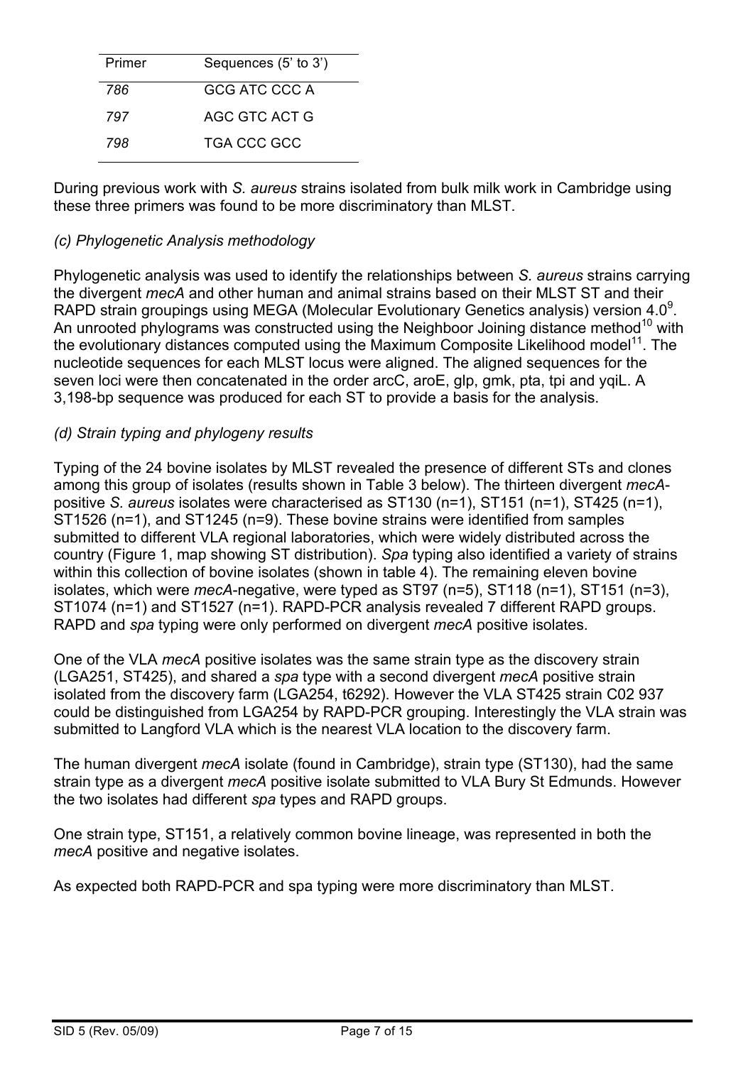| Primer | Sequences (5' to 3') |
| --- | --- |
| *786* | GCG ATC CCC A |
| *797* | AGC GTC ACT G |
| *798* | TGA CCC GCC |

During previous work with *S. aureus* strains isolated from bulk milk work in Cambridge using these three primers was found to be more discriminatory than MLST.

### *(c) Phylogenetic Analysis methodology*

Phylogenetic analysis was used to identify the relationships between *S. aureus* strains carrying the divergent *mecA* and other human and animal strains based on their MLST ST and their RAPD strain groupings using MEGA (Molecular Evolutionary Genetics analysis) version 4.0[9]. An unrooted phylograms was constructed using the Neighboor Joining distance method[10] with the evolutionary distances computed using the Maximum Composite Likelihood model[11]. The nucleotide sequences for each MLST locus were aligned. The aligned sequences for the seven loci were then concatenated in the order arcC, aroE, glp, gmk, pta, tpi and yqiL. A 3,198-bp sequence was produced for each ST to provide a basis for the analysis.

### *(d) Strain typing and phylogeny results*

Typing of the 24 bovine isolates by MLST revealed the presence of different STs and clones among this group of isolates (results shown in Table 3 below). The thirteen divergent *mecA*-positive *S. aureus* isolates were characterised as ST130 (n=1), ST151 (n=1), ST425 (n=1), ST1526 (n=1), and ST1245 (n=9). These bovine strains were identified from samples submitted to different VLA regional laboratories, which were widely distributed across the country (Figure 1, map showing ST distribution). *Spa* typing also identified a variety of strains within this collection of bovine isolates (shown in table 4). The remaining eleven bovine isolates, which were *mecA*-negative, were typed as ST97 (n=5), ST118 (n=1), ST151 (n=3), ST1074 (n=1) and ST1527 (n=1). RAPD-PCR analysis revealed 7 different RAPD groups. RAPD and *spa* typing were only performed on divergent *mecA* positive isolates.

One of the VLA *mecA* positive isolates was the same strain type as the discovery strain (LGA251, ST425), and shared a *spa* type with a second divergent *mecA* positive strain isolated from the discovery farm (LGA254, t6292). However the VLA ST425 strain C02 937 could be distinguished from LGA254 by RAPD-PCR grouping. Interestingly the VLA strain was submitted to Langford VLA which is the nearest VLA location to the discovery farm.

The human divergent *mecA* isolate (found in Cambridge), strain type (ST130), had the same strain type as a divergent *mecA* positive isolate submitted to VLA Bury St Edmunds. However the two isolates had different *spa* types and RAPD groups.

One strain type, ST151, a relatively common bovine lineage, was represented in both the *mecA* positive and negative isolates.

As expected both RAPD-PCR and spa typing were more discriminatory than MLST.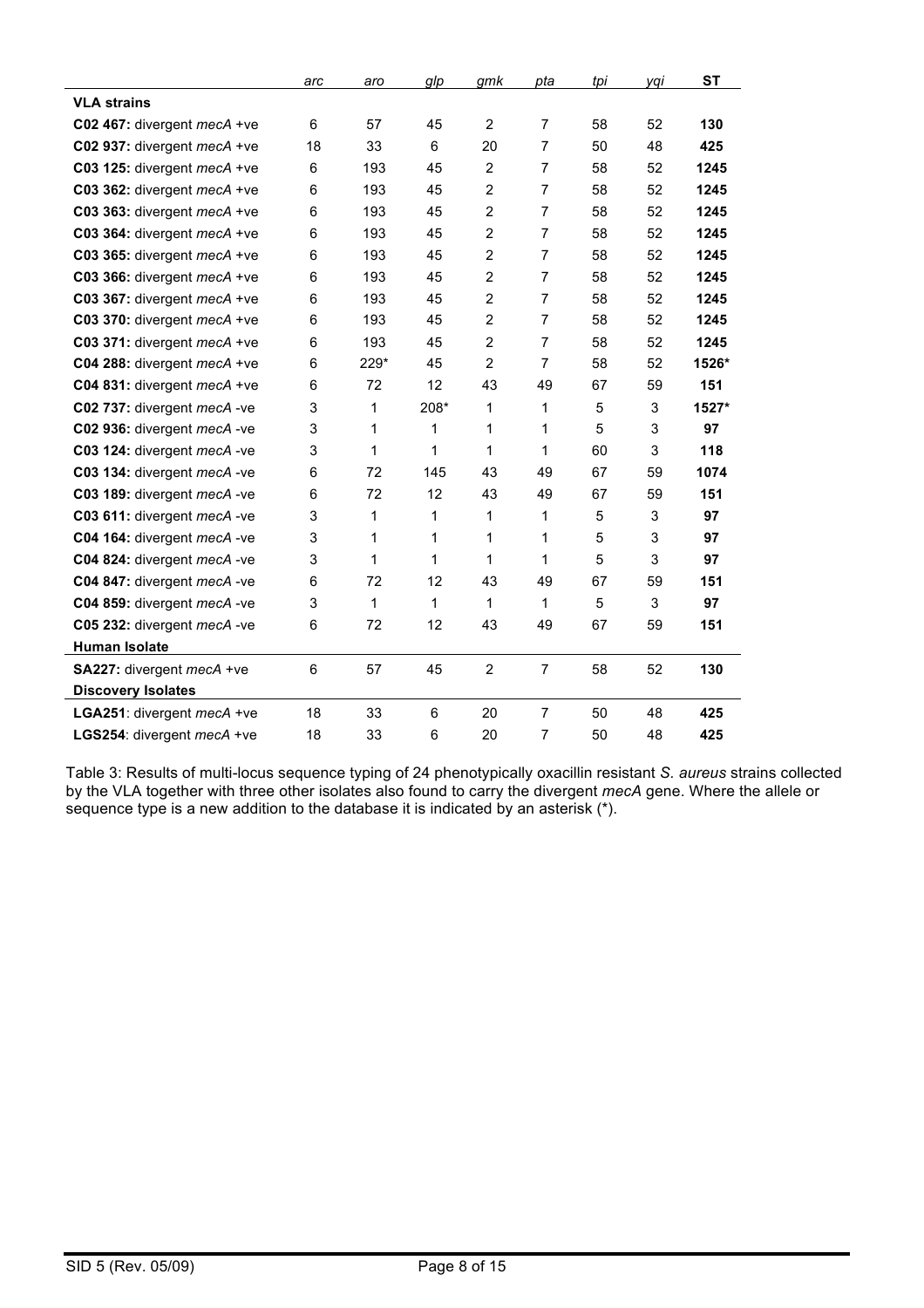| | *arc* | *aro* | *glp* | *gmk* | *pta* | *tpi* | *yqi* | **ST** |
|---|---|---|---|---|---|---|---|---|
| **VLA strains** | | | | | | | | |
| **C02 467:** divergent *mecA* +ve | 6 | 57 | 45 | 2 | 7 | 58 | 52 | **130** |
| **C02 937:** divergent *mecA* +ve | 18 | 33 | 6 | 20 | 7 | 50 | 48 | **425** |
| **C03 125:** divergent *mecA* +ve | 6 | 193 | 45 | 2 | 7 | 58 | 52 | **1245** |
| **C03 362:** divergent *mecA* +ve | 6 | 193 | 45 | 2 | 7 | 58 | 52 | **1245** |
| **C03 363:** divergent *mecA* +ve | 6 | 193 | 45 | 2 | 7 | 58 | 52 | **1245** |
| **C03 364:** divergent *mecA* +ve | 6 | 193 | 45 | 2 | 7 | 58 | 52 | **1245** |
| **C03 365:** divergent *mecA* +ve | 6 | 193 | 45 | 2 | 7 | 58 | 52 | **1245** |
| **C03 366:** divergent *mecA* +ve | 6 | 193 | 45 | 2 | 7 | 58 | 52 | **1245** |
| **C03 367:** divergent *mecA* +ve | 6 | 193 | 45 | 2 | 7 | 58 | 52 | **1245** |
| **C03 370:** divergent *mecA* +ve | 6 | 193 | 45 | 2 | 7 | 58 | 52 | **1245** |
| **C03 371:** divergent *mecA* +ve | 6 | 193 | 45 | 2 | 7 | 58 | 52 | **1245** |
| **C04 288:** divergent *mecA* +ve | 6 | 229* | 45 | 2 | 7 | 58 | 52 | **1526*** |
| **C04 831:** divergent *mecA* +ve | 6 | 72 | 12 | 43 | 49 | 67 | 59 | **151** |
| **C02 737:** divergent *mecA* -ve | 3 | 1 | 208* | 1 | 1 | 5 | 3 | **1527*** |
| **C02 936:** divergent *mecA* -ve | 3 | 1 | 1 | 1 | 1 | 5 | 3 | **97** |
| **C03 124:** divergent *mecA* -ve | 3 | 1 | 1 | 1 | 1 | 60 | 3 | **118** |
| **C03 134:** divergent *mecA* -ve | 6 | 72 | 145 | 43 | 49 | 67 | 59 | **1074** |
| **C03 189:** divergent *mecA* -ve | 6 | 72 | 12 | 43 | 49 | 67 | 59 | **151** |
| **C03 611:** divergent *mecA* -ve | 3 | 1 | 1 | 1 | 1 | 5 | 3 | **97** |
| **C04 164:** divergent *mecA* -ve | 3 | 1 | 1 | 1 | 1 | 5 | 3 | **97** |
| **C04 824:** divergent *mecA* -ve | 3 | 1 | 1 | 1 | 1 | 5 | 3 | **97** |
| **C04 847:** divergent *mecA* -ve | 6 | 72 | 12 | 43 | 49 | 67 | 59 | **151** |
| **C04 859:** divergent *mecA* -ve | 3 | 1 | 1 | 1 | 1 | 5 | 3 | **97** |
| **C05 232:** divergent *mecA* -ve | 6 | 72 | 12 | 43 | 49 | 67 | 59 | **151** |
| **Human Isolate** | | | | | | | | |
| **SA227:** divergent *mecA* +ve | 6 | 57 | 45 | 2 | 7 | 58 | 52 | **130** |
| **Discovery Isolates** | | | | | | | | |
| **LGA251**: divergent *mecA* +ve | 18 | 33 | 6 | 20 | 7 | 50 | 48 | **425** |
| **LGS254**: divergent *mecA* +ve | 18 | 33 | 6 | 20 | 7 | 50 | 48 | **425** |

Table 3: Results of multi-locus sequence typing of 24 phenotypically oxacillin resistant *S. aureus* strains collected by the VLA together with three other isolates also found to carry the divergent *mecA* gene. Where the allele or sequence type is a new addition to the database it is indicated by an asterisk (*).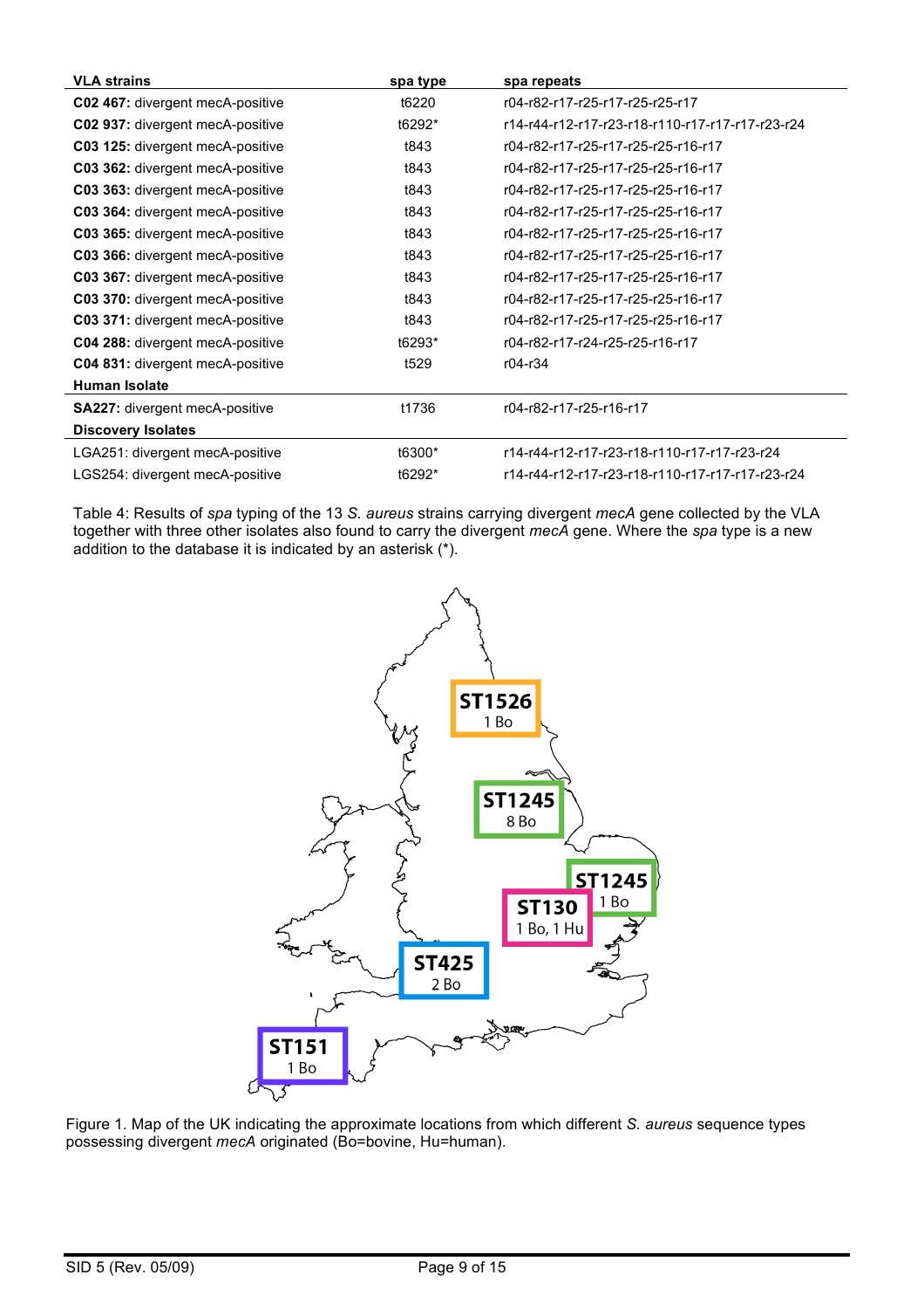| VLA strains | spa type | spa repeats |
| --- | --- | --- |
| **C02 467:** divergent mecA-positive | t6220 | r04-r82-r17-r25-r17-r25-r25-r17 |
| **C02 937:** divergent mecA-positive | t6292* | r14-r44-r12-r17-r23-r18-r110-r17-r17-r17-r23-r24 |
| **C03 125:** divergent mecA-positive | t843 | r04-r82-r17-r25-r17-r25-r25-r16-r17 |
| **C03 362:** divergent mecA-positive | t843 | r04-r82-r17-r25-r17-r25-r25-r16-r17 |
| **C03 363:** divergent mecA-positive | t843 | r04-r82-r17-r25-r17-r25-r25-r16-r17 |
| **C03 364:** divergent mecA-positive | t843 | r04-r82-r17-r25-r17-r25-r25-r16-r17 |
| **C03 365:** divergent mecA-positive | t843 | r04-r82-r17-r25-r17-r25-r25-r16-r17 |
| **C03 366:** divergent mecA-positive | t843 | r04-r82-r17-r25-r17-r25-r25-r16-r17 |
| **C03 367:** divergent mecA-positive | t843 | r04-r82-r17-r25-r17-r25-r25-r16-r17 |
| **C03 370:** divergent mecA-positive | t843 | r04-r82-r17-r25-r17-r25-r25-r16-r17 |
| **C03 371:** divergent mecA-positive | t843 | r04-r82-r17-r25-r17-r25-r25-r16-r17 |
| **C04 288:** divergent mecA-positive | t6293* | r04-r82-r17-r24-r25-r25-r16-r17 |
| **C04 831:** divergent mecA-positive | t529 | r04-r34 |
| **Human Isolate** | | |
| **SA227:** divergent mecA-positive | t1736 | r04-r82-r17-r25-r16-r17 |
| **Discovery Isolates** | | |
| LGA251: divergent mecA-positive | t6300* | r14-r44-r12-r17-r23-r18-r110-r17-r17-r23-r24 |
| LGS254: divergent mecA-positive | t6292* | r14-r44-r12-r17-r23-r18-r110-r17-r17-r17-r23-r24 |

Table 4: Results of *spa* typing of the 13 *S. aureus* strains carrying divergent *mecA* gene collected by the VLA together with three other isolates also found to carry the divergent *mecA* gene. Where the *spa* type is a new addition to the database it is indicated by an asterisk (*).

Figure 1. Map of the UK indicating the approximate locations from which different *S. aureus* sequence types possessing divergent *mecA* originated (Bo=bovine, Hu=human).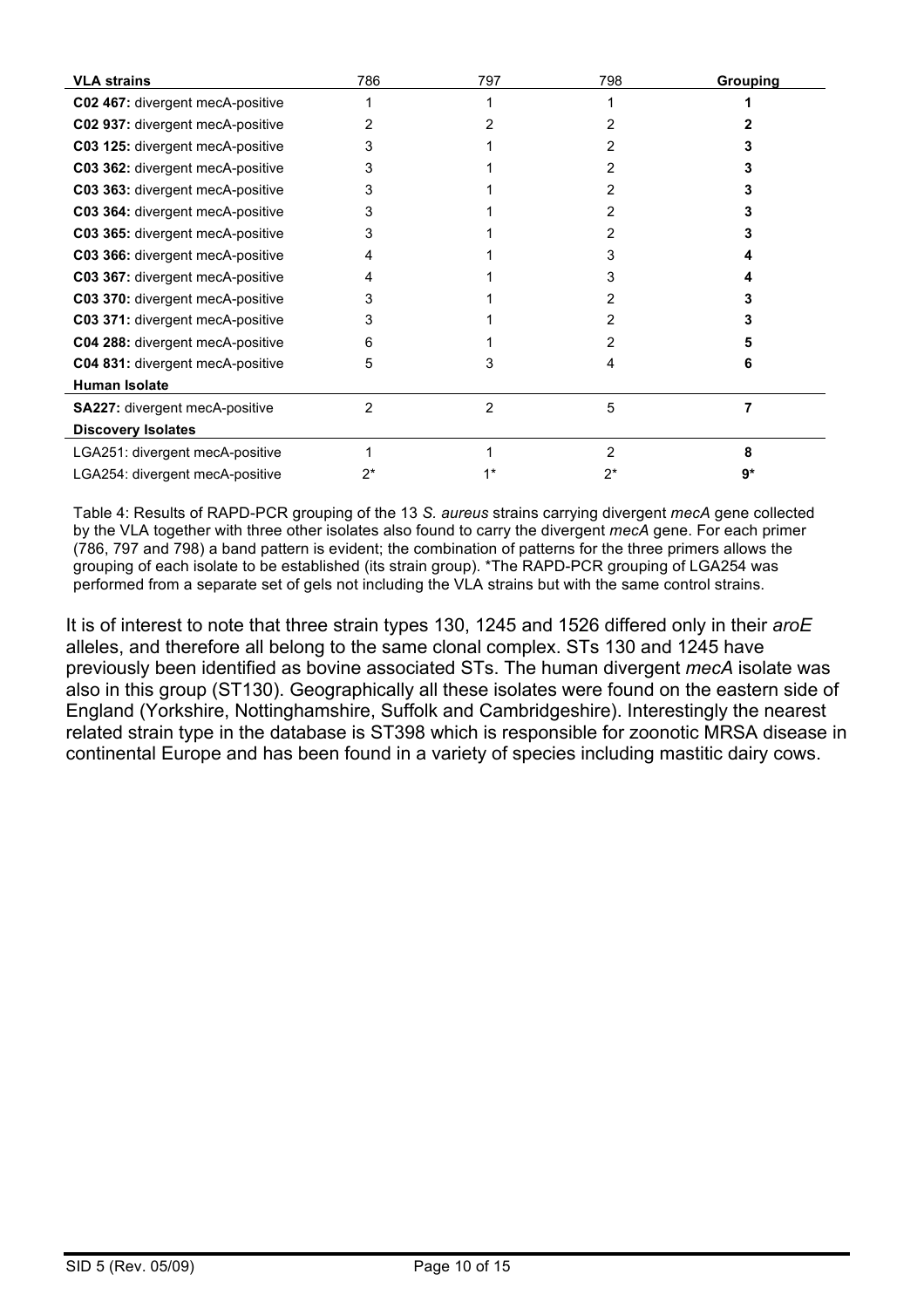| **VLA strains** | 786 | 797 | 798 | **Grouping** |
| --- | --- | --- | --- | --- |
| **C02 467:** divergent mecA-positive | 1 | 1 | 1 | **1** |
| **C02 937:** divergent mecA-positive | 2 | 2 | 2 | **2** |
| **C03 125:** divergent mecA-positive | 3 | 1 | 2 | **3** |
| **C03 362:** divergent mecA-positive | 3 | 1 | 2 | **3** |
| **C03 363:** divergent mecA-positive | 3 | 1 | 2 | **3** |
| **C03 364:** divergent mecA-positive | 3 | 1 | 2 | **3** |
| **C03 365:** divergent mecA-positive | 3 | 1 | 2 | **3** |
| **C03 366:** divergent mecA-positive | 4 | 1 | 3 | **4** |
| **C03 367:** divergent mecA-positive | 4 | 1 | 3 | **4** |
| **C03 370:** divergent mecA-positive | 3 | 1 | 2 | **3** |
| **C03 371:** divergent mecA-positive | 3 | 1 | 2 | **3** |
| **C04 288:** divergent mecA-positive | 6 | 1 | 2 | **5** |
| **C04 831:** divergent mecA-positive | 5 | 3 | 4 | **6** |
| **Human Isolate** | | | | |
| **SA227:** divergent mecA-positive | 2 | 2 | 5 | **7** |
| **Discovery Isolates** | | | | |
| LGA251: divergent mecA-positive | 1 | 1 | 2 | **8** |
| LGA254: divergent mecA-positive | 2* | 1* | 2* | **9*** |

Table 4: Results of RAPD-PCR grouping of the 13 *S. aureus* strains carrying divergent *mecA* gene collected by the VLA together with three other isolates also found to carry the divergent *mecA* gene. For each primer (786, 797 and 798) a band pattern is evident; the combination of patterns for the three primers allows the grouping of each isolate to be established (its strain group). *The RAPD-PCR grouping of LGA254 was performed from a separate set of gels not including the VLA strains but with the same control strains.

It is of interest to note that three strain types 130, 1245 and 1526 differed only in their *aroE* alleles, and therefore all belong to the same clonal complex. STs 130 and 1245 have previously been identified as bovine associated STs. The human divergent *mecA* isolate was also in this group (ST130). Geographically all these isolates were found on the eastern side of England (Yorkshire, Nottinghamshire, Suffolk and Cambridgeshire). Interestingly the nearest related strain type in the database is ST398 which is responsible for zoonotic MRSA disease in continental Europe and has been found in a variety of species including mastitic dairy cows.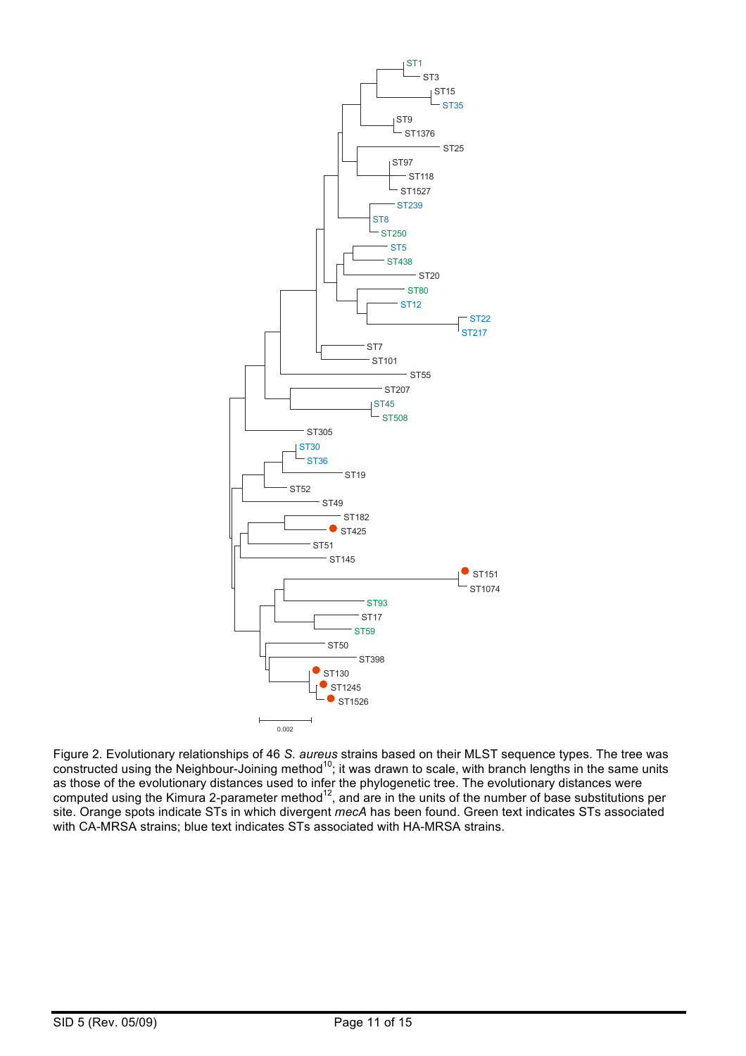Figure 2. Evolutionary relationships of 46 *S. aureus* strains based on their MLST sequence types. The tree was constructed using the Neighbour-Joining method[10]; it was drawn to scale, with branch lengths in the same units as those of the evolutionary distances used to infer the phylogenetic tree. The evolutionary distances were computed using the Kimura 2-parameter method[12], and are in the units of the number of base substitutions per site. Orange spots indicate STs in which divergent *mecA* has been found. Green text indicates STs associated with CA-MRSA strains; blue text indicates STs associated with HA-MRSA strains.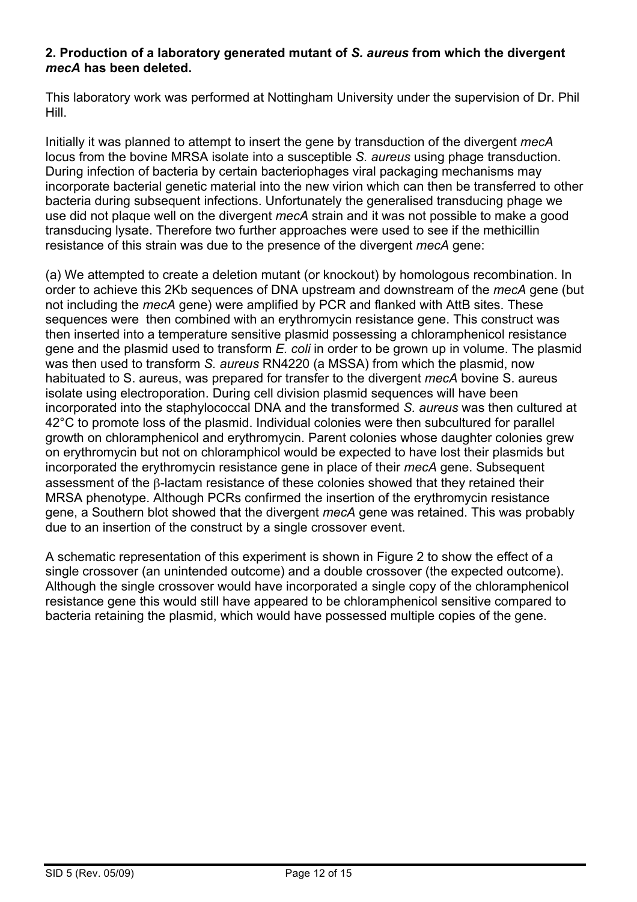**2. Production of a laboratory generated mutant of *S. aureus* from which the divergent *mecA* has been deleted.**

This laboratory work was performed at Nottingham University under the supervision of Dr. Phil Hill.

Initially it was planned to attempt to insert the gene by transduction of the divergent *mecA* locus from the bovine MRSA isolate into a susceptible *S. aureus* using phage transduction. During infection of bacteria by certain bacteriophages viral packaging mechanisms may incorporate bacterial genetic material into the new virion which can then be transferred to other bacteria during subsequent infections. Unfortunately the generalised transducing phage we use did not plaque well on the divergent *mecA* strain and it was not possible to make a good transducing lysate. Therefore two further approaches were used to see if the methicillin resistance of this strain was due to the presence of the divergent *mecA* gene:

(a) We attempted to create a deletion mutant (or knockout) by homologous recombination. In order to achieve this 2Kb sequences of DNA upstream and downstream of the *mecA* gene (but not including the *mecA* gene) were amplified by PCR and flanked with AttB sites. These sequences were then combined with an erythromycin resistance gene. This construct was then inserted into a temperature sensitive plasmid possessing a chloramphenicol resistance gene and the plasmid used to transform *E. coli* in order to be grown up in volume. The plasmid was then used to transform *S. aureus* RN4220 (a MSSA) from which the plasmid, now habituated to S. aureus, was prepared for transfer to the divergent *mecA* bovine S. aureus isolate using electroporation. During cell division plasmid sequences will have been incorporated into the staphylococcal DNA and the transformed *S. aureus* was then cultured at 42°C to promote loss of the plasmid. Individual colonies were then subcultured for parallel growth on chloramphenicol and erythromycin. Parent colonies whose daughter colonies grew on erythromycin but not on chloramphicol would be expected to have lost their plasmids but incorporated the erythromycin resistance gene in place of their *mecA* gene. Subsequent assessment of the β-lactam resistance of these colonies showed that they retained their MRSA phenotype. Although PCRs confirmed the insertion of the erythromycin resistance gene, a Southern blot showed that the divergent *mecA* gene was retained. This was probably due to an insertion of the construct by a single crossover event.

A schematic representation of this experiment is shown in Figure 2 to show the effect of a single crossover (an unintended outcome) and a double crossover (the expected outcome). Although the single crossover would have incorporated a single copy of the chloramphenicol resistance gene this would still have appeared to be chloramphenicol sensitive compared to bacteria retaining the plasmid, which would have possessed multiple copies of the gene.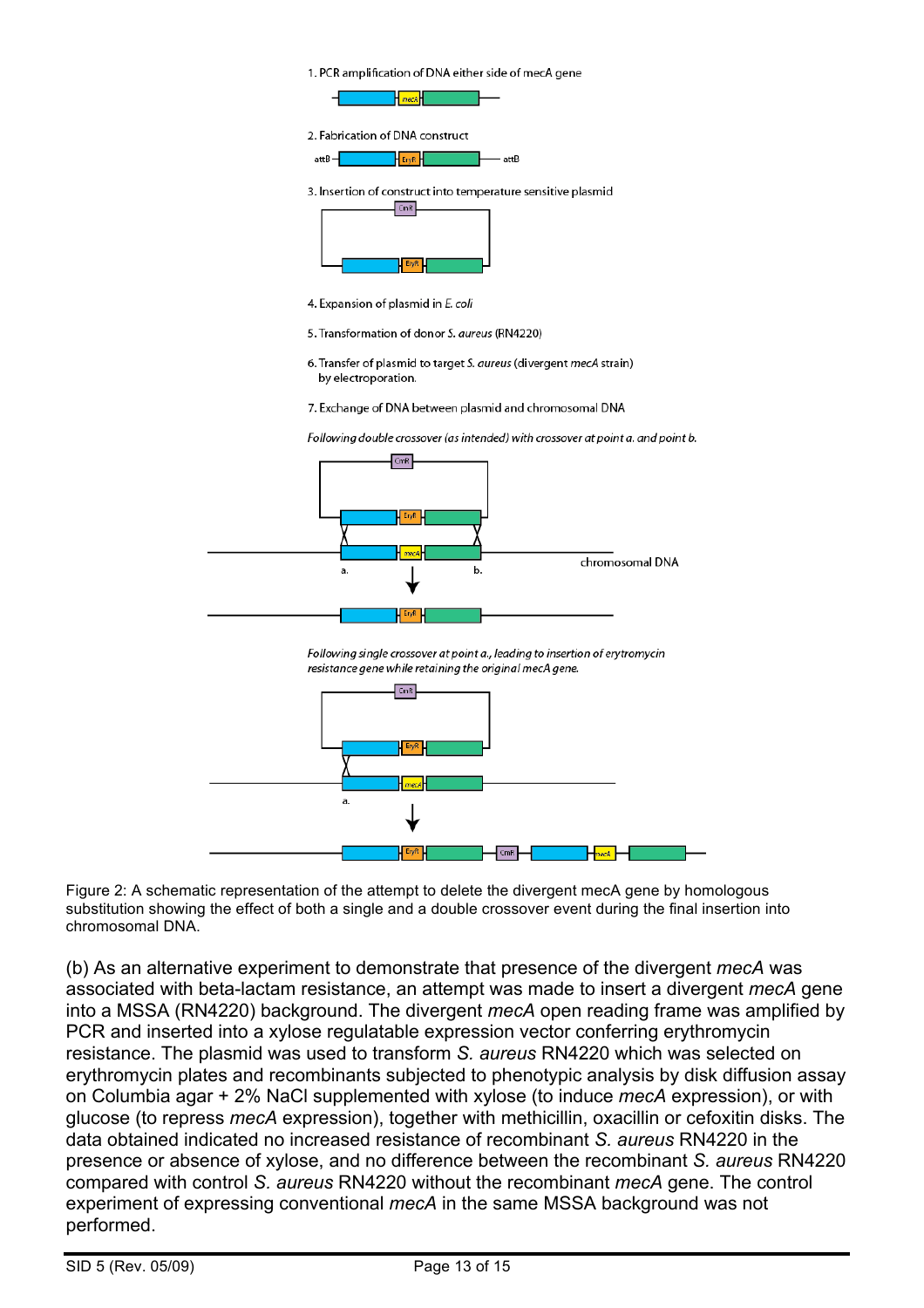1. PCR amplification of DNA either side of mecA gene

2. Fabrication of DNA construct

3. Insertion of construct into temperature sensitive plasmid

4. Expansion of plasmid in *E. coli*

5. Transformation of donor *S. aureus* (RN4220)

6. Transfer of plasmid to target *S. aureus* (divergent *mecA* strain) by electroporation.

7. Exchange of DNA between plasmid and chromosomal DNA

*Following double crossover (as intended) with crossover at point a. and point b.*

*Following single crossover at point a., leading to insertion of erytromycin resistance gene while retaining the original mecA gene.*

Figure 2: A schematic representation of the attempt to delete the divergent mecA gene by homologous substitution showing the effect of both a single and a double crossover event during the final insertion into chromosomal DNA.

(b) As an alternative experiment to demonstrate that presence of the divergent *mecA* was associated with beta-lactam resistance, an attempt was made to insert a divergent *mecA* gene into a MSSA (RN4220) background. The divergent *mecA* open reading frame was amplified by PCR and inserted into a xylose regulatable expression vector conferring erythromycin resistance. The plasmid was used to transform *S. aureus* RN4220 which was selected on erythromycin plates and recombinants subjected to phenotypic analysis by disk diffusion assay on Columbia agar + 2% NaCl supplemented with xylose (to induce *mecA* expression), or with glucose (to repress *mecA* expression), together with methicillin, oxacillin or cefoxitin disks. The data obtained indicated no increased resistance of recombinant *S. aureus* RN4220 in the presence or absence of xylose, and no difference between the recombinant *S. aureus* RN4220 compared with control *S. aureus* RN4220 without the recombinant *mecA* gene. The control experiment of expressing conventional *mecA* in the same MSSA background was not performed.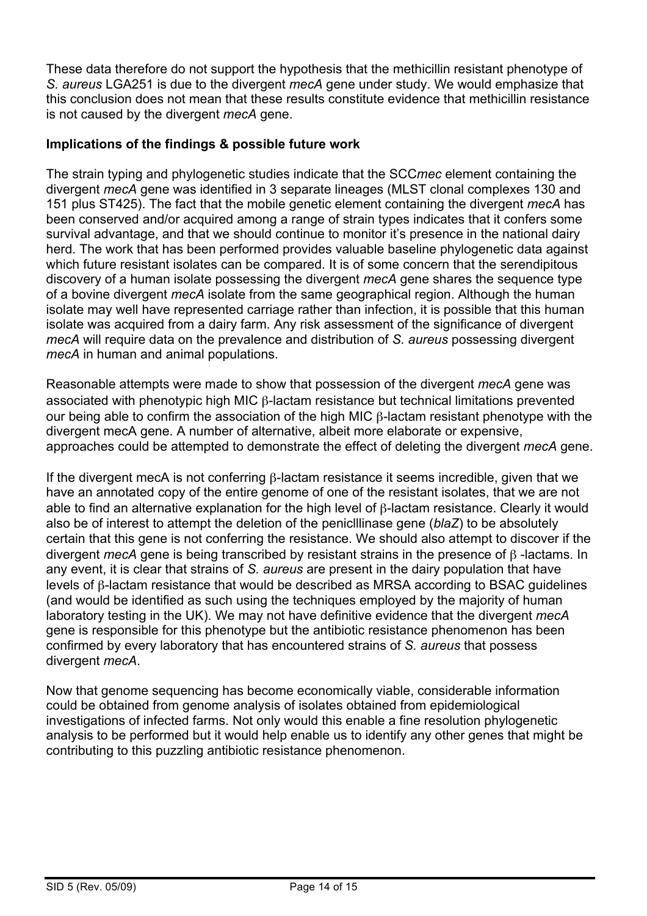These data therefore do not support the hypothesis that the methicillin resistant phenotype of *S. aureus* LGA251 is due to the divergent *mecA* gene under study. We would emphasize that this conclusion does not mean that these results constitute evidence that methicillin resistance is not caused by the divergent *mecA* gene.

**Implications of the findings & possible future work**

The strain typing and phylogenetic studies indicate that the SCC*mec* element containing the divergent *mecA* gene was identified in 3 separate lineages (MLST clonal complexes 130 and 151 plus ST425). The fact that the mobile genetic element containing the divergent *mecA* has been conserved and/or acquired among a range of strain types indicates that it confers some survival advantage, and that we should continue to monitor it's presence in the national dairy herd. The work that has been performed provides valuable baseline phylogenetic data against which future resistant isolates can be compared. It is of some concern that the serendipitous discovery of a human isolate possessing the divergent *mecA* gene shares the sequence type of a bovine divergent *mecA* isolate from the same geographical region. Although the human isolate may well have represented carriage rather than infection, it is possible that this human isolate was acquired from a dairy farm. Any risk assessment of the significance of divergent *mecA* will require data on the prevalence and distribution of *S. aureus* possessing divergent *mecA* in human and animal populations.

Reasonable attempts were made to show that possession of the divergent *mecA* gene was associated with phenotypic high MIC β-lactam resistance but technical limitations prevented our being able to confirm the association of the high MIC β-lactam resistant phenotype with the divergent mecA gene. A number of alternative, albeit more elaborate or expensive, approaches could be attempted to demonstrate the effect of deleting the divergent *mecA* gene.

If the divergent mecA is not conferring β-lactam resistance it seems incredible, given that we have an annotated copy of the entire genome of one of the resistant isolates, that we are not able to find an alternative explanation for the high level of β-lactam resistance. Clearly it would also be of interest to attempt the deletion of the peniclllinase gene (*blaZ*) to be absolutely certain that this gene is not conferring the resistance. We should also attempt to discover if the divergent *mecA* gene is being transcribed by resistant strains in the presence of β -lactams. In any event, it is clear that strains of *S. aureus* are present in the dairy population that have levels of β-lactam resistance that would be described as MRSA according to BSAC guidelines (and would be identified as such using the techniques employed by the majority of human laboratory testing in the UK). We may not have definitive evidence that the divergent *mecA* gene is responsible for this phenotype but the antibiotic resistance phenomenon has been confirmed by every laboratory that has encountered strains of *S. aureus* that possess divergent *mecA*.

Now that genome sequencing has become economically viable, considerable information could be obtained from genome analysis of isolates obtained from epidemiological investigations of infected farms. Not only would this enable a fine resolution phylogenetic analysis to be performed but it would help enable us to identify any other genes that might be contributing to this puzzling antibiotic resistance phenomenon.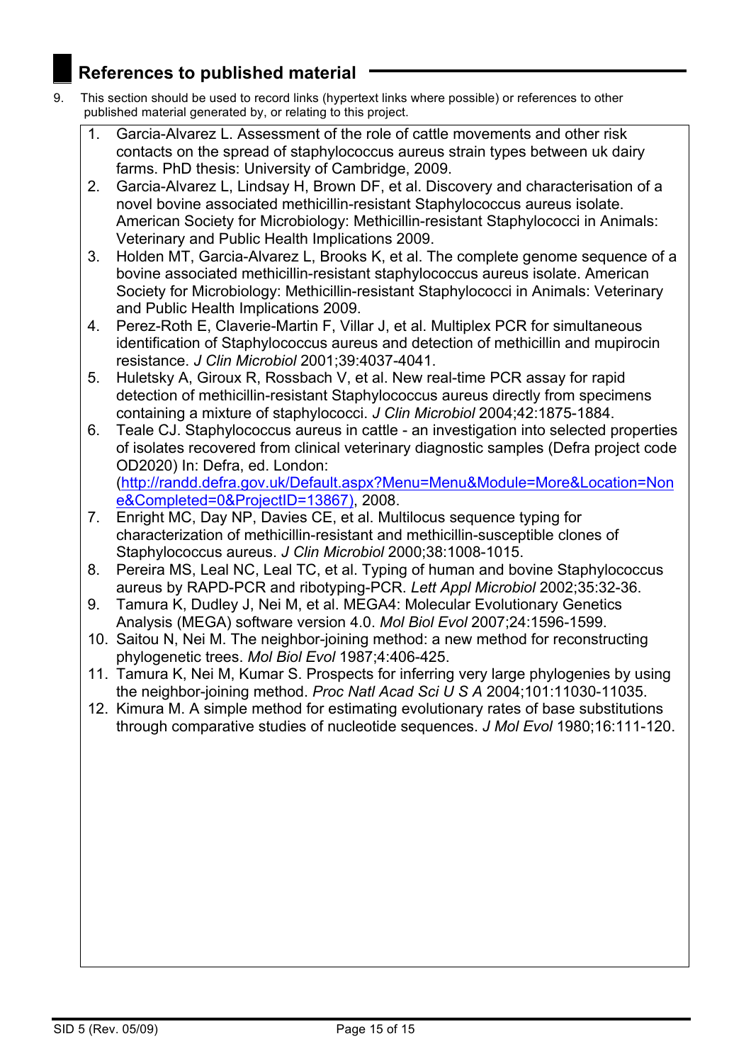## References to published material

9. This section should be used to record links (hypertext links where possible) or references to other published material generated by, or relating to this project.

1. Garcia-Alvarez L. Assessment of the role of cattle movements and other risk contacts on the spread of staphylococcus aureus strain types between uk dairy farms. PhD thesis: University of Cambridge, 2009.
2. Garcia-Alvarez L, Lindsay H, Brown DF, et al. Discovery and characterisation of a novel bovine associated methicillin-resistant Staphylococcus aureus isolate. American Society for Microbiology: Methicillin-resistant Staphylococci in Animals: Veterinary and Public Health Implications 2009.
3. Holden MT, Garcia-Alvarez L, Brooks K, et al. The complete genome sequence of a bovine associated methicillin-resistant staphylococcus aureus isolate. American Society for Microbiology: Methicillin-resistant Staphylococci in Animals: Veterinary and Public Health Implications 2009.
4. Perez-Roth E, Claverie-Martin F, Villar J, et al. Multiplex PCR for simultaneous identification of Staphylococcus aureus and detection of methicillin and mupirocin resistance. *J Clin Microbiol* 2001;39:4037-4041.
5. Huletsky A, Giroux R, Rossbach V, et al. New real-time PCR assay for rapid detection of methicillin-resistant Staphylococcus aureus directly from specimens containing a mixture of staphylococci. *J Clin Microbiol* 2004;42:1875-1884.
6. Teale CJ. Staphylococcus aureus in cattle - an investigation into selected properties of isolates recovered from clinical veterinary diagnostic samples (Defra project code OD2020) In: Defra, ed. London: ([http://randd.defra.gov.uk/Default.aspx?Menu=Menu&Module=More&Location=None&Completed=0&ProjectID=13867](http://randd.defra.gov.uk/Default.aspx?Menu=Menu&Module=More&Location=None&Completed=0&ProjectID=13867)), 2008.
7. Enright MC, Day NP, Davies CE, et al. Multilocus sequence typing for characterization of methicillin-resistant and methicillin-susceptible clones of Staphylococcus aureus. *J Clin Microbiol* 2000;38:1008-1015.
8. Pereira MS, Leal NC, Leal TC, et al. Typing of human and bovine Staphylococcus aureus by RAPD-PCR and ribotyping-PCR. *Lett Appl Microbiol* 2002;35:32-36.
9. Tamura K, Dudley J, Nei M, et al. MEGA4: Molecular Evolutionary Genetics Analysis (MEGA) software version 4.0. *Mol Biol Evol* 2007;24:1596-1599.
10. Saitou N, Nei M. The neighbor-joining method: a new method for reconstructing phylogenetic trees. *Mol Biol Evol* 1987;4:406-425.
11. Tamura K, Nei M, Kumar S. Prospects for inferring very large phylogenies by using the neighbor-joining method. *Proc Natl Acad Sci U S A* 2004;101:11030-11035.
12. Kimura M. A simple method for estimating evolutionary rates of base substitutions through comparative studies of nucleotide sequences. *J Mol Evol* 1980;16:111-120.